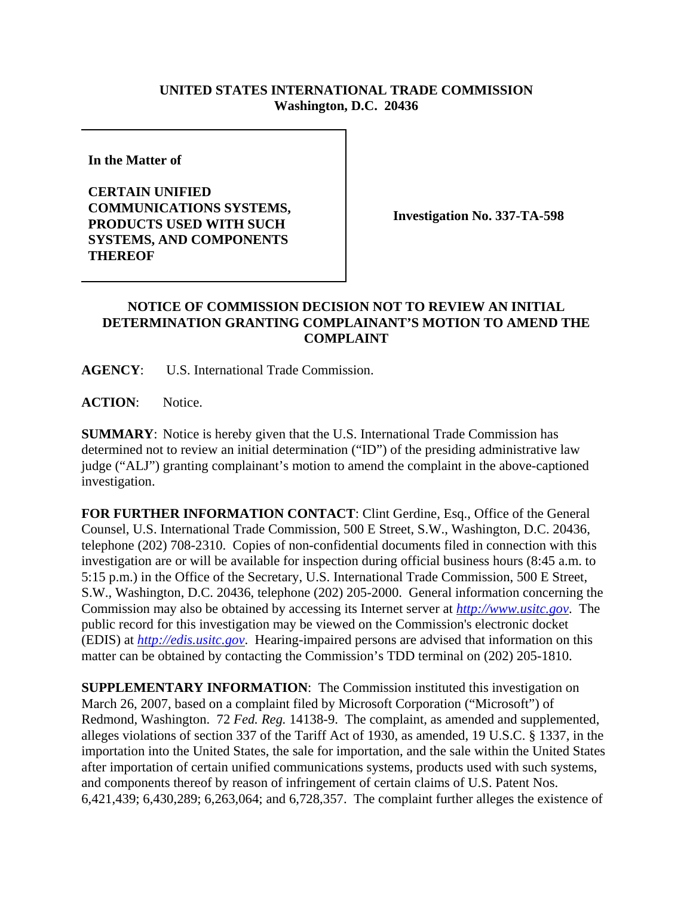**UNITED STATES INTERNATIONAL TRADE COMMISSION**
**Washington, D.C. 20436**

**In the Matter of**

**CERTAIN UNIFIED COMMUNICATIONS SYSTEMS, PRODUCTS USED WITH SUCH SYSTEMS, AND COMPONENTS THEREOF**

**Investigation No. 337-TA-598**

## NOTICE OF COMMISSION DECISION NOT TO REVIEW AN INITIAL DETERMINATION GRANTING COMPLAINANT'S MOTION TO AMEND THE COMPLAINT

**AGENCY**: U.S. International Trade Commission.

**ACTION**: Notice.

**SUMMARY**: Notice is hereby given that the U.S. International Trade Commission has determined not to review an initial determination ("ID") of the presiding administrative law judge ("ALJ") granting complainant's motion to amend the complaint in the above-captioned investigation.

**FOR FURTHER INFORMATION CONTACT**: Clint Gerdine, Esq., Office of the General Counsel, U.S. International Trade Commission, 500 E Street, S.W., Washington, D.C. 20436, telephone (202) 708-2310. Copies of non-confidential documents filed in connection with this investigation are or will be available for inspection during official business hours (8:45 a.m. to 5:15 p.m.) in the Office of the Secretary, U.S. International Trade Commission, 500 E Street, S.W., Washington, D.C. 20436, telephone (202) 205-2000. General information concerning the Commission may also be obtained by accessing its Internet server at *http://www.usitc.gov*. The public record for this investigation may be viewed on the Commission's electronic docket (EDIS) at *http://edis.usitc.gov*. Hearing-impaired persons are advised that information on this matter can be obtained by contacting the Commission's TDD terminal on (202) 205-1810.

**SUPPLEMENTARY INFORMATION**: The Commission instituted this investigation on March 26, 2007, based on a complaint filed by Microsoft Corporation ("Microsoft") of Redmond, Washington. 72 *Fed. Reg.* 14138-9. The complaint, as amended and supplemented, alleges violations of section 337 of the Tariff Act of 1930, as amended, 19 U.S.C. § 1337, in the importation into the United States, the sale for importation, and the sale within the United States after importation of certain unified communications systems, products used with such systems, and components thereof by reason of infringement of certain claims of U.S. Patent Nos. 6,421,439; 6,430,289; 6,263,064; and 6,728,357. The complaint further alleges the existence of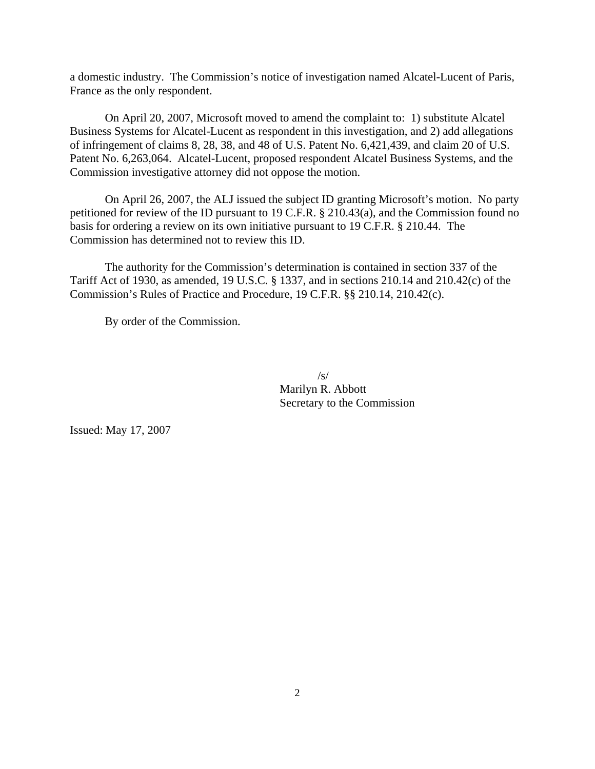a domestic industry. The Commission's notice of investigation named Alcatel-Lucent of Paris, France as the only respondent.

On April 20, 2007, Microsoft moved to amend the complaint to: 1) substitute Alcatel Business Systems for Alcatel-Lucent as respondent in this investigation, and 2) add allegations of infringement of claims 8, 28, 38, and 48 of U.S. Patent No. 6,421,439, and claim 20 of U.S. Patent No. 6,263,064. Alcatel-Lucent, proposed respondent Alcatel Business Systems, and the Commission investigative attorney did not oppose the motion.

On April 26, 2007, the ALJ issued the subject ID granting Microsoft's motion. No party petitioned for review of the ID pursuant to 19 C.F.R. § 210.43(a), and the Commission found no basis for ordering a review on its own initiative pursuant to 19 C.F.R. § 210.44. The Commission has determined not to review this ID.

The authority for the Commission's determination is contained in section 337 of the Tariff Act of 1930, as amended, 19 U.S.C. § 1337, and in sections 210.14 and 210.42(c) of the Commission's Rules of Practice and Procedure, 19 C.F.R. §§ 210.14, 210.42(c).

By order of the Commission.

/s/
Marilyn R. Abbott
Secretary to the Commission

Issued: May 17, 2007